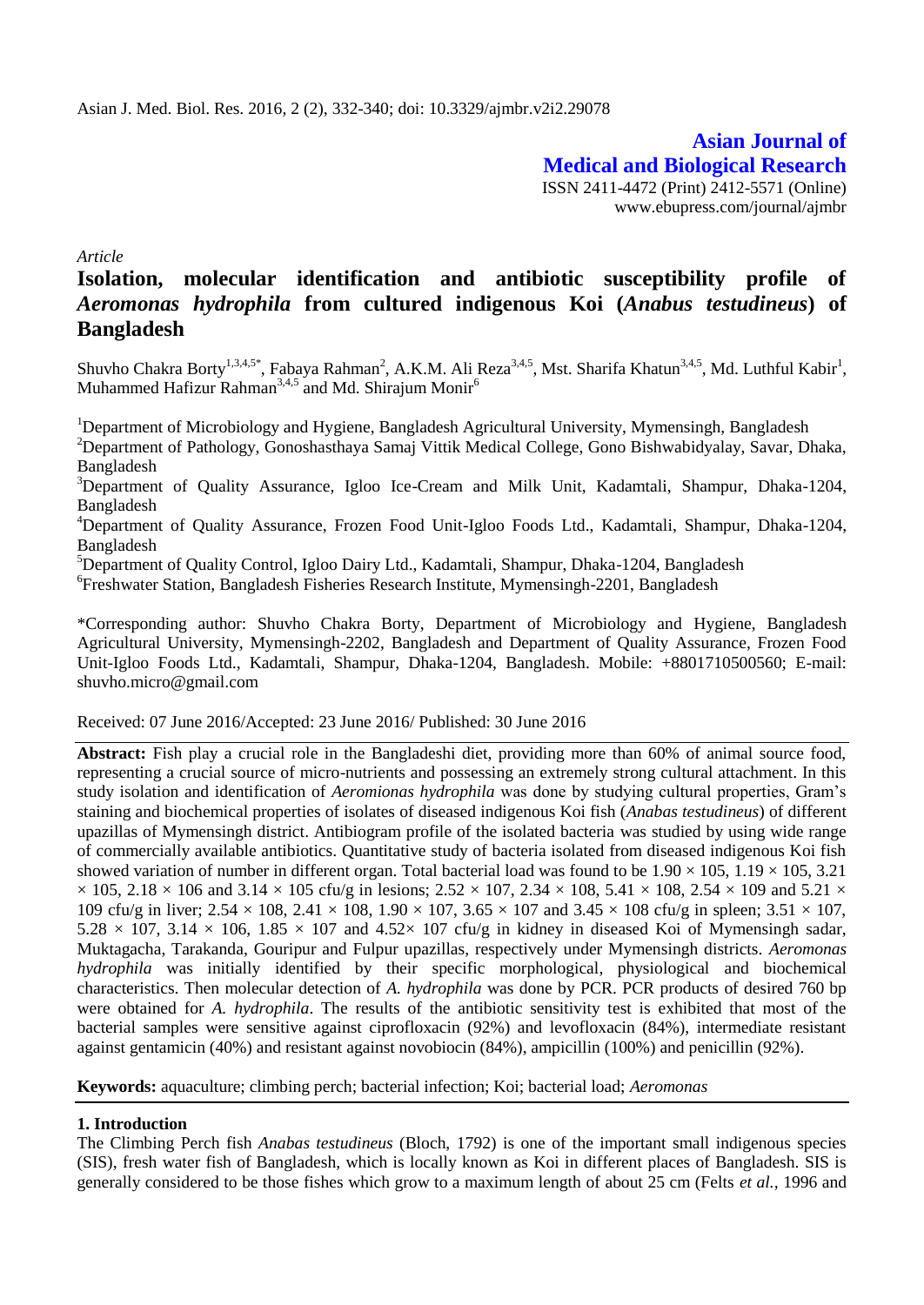Asian J. Med. Biol. Res. 2016, 2 (2), 332-340; doi: 10.3329/ajmbr.v2i2.29078

**Asian Journal of Medical and Biological Research**

ISSN 2411-4472 (Print) 2412-5571 (Online)
www.ebupress.com/journal/ajmbr

*Article*

# Isolation, molecular identification and antibiotic susceptibility profile of *Aeromonas hydrophila* from cultured indigenous Koi (*Anabus testudineus*) of Bangladesh

Shuvho Chakra Borty[1,3,4,5*], Fabaya Rahman[2], A.K.M. Ali Reza[3,4,5], Mst. Sharifa Khatun[3,4,5], Md. Luthful Kabir[1], Muhammed Hafizur Rahman[3,4,5] and Md. Shirajum Monir[6]

[1]Department of Microbiology and Hygiene, Bangladesh Agricultural University, Mymensingh, Bangladesh
[2]Department of Pathology, Gonoshasthaya Samaj Vittik Medical College, Gono Bishwabidyalay, Savar, Dhaka, Bangladesh
[3]Department of Quality Assurance, Igloo Ice-Cream and Milk Unit, Kadamtali, Shampur, Dhaka-1204, Bangladesh
[4]Department of Quality Assurance, Frozen Food Unit-Igloo Foods Ltd., Kadamtali, Shampur, Dhaka-1204, Bangladesh
[5]Department of Quality Control, Igloo Dairy Ltd., Kadamtali, Shampur, Dhaka-1204, Bangladesh
[6]Freshwater Station, Bangladesh Fisheries Research Institute, Mymensingh-2201, Bangladesh

\*Corresponding author: Shuvho Chakra Borty, Department of Microbiology and Hygiene, Bangladesh Agricultural University, Mymensingh-2202, Bangladesh and Department of Quality Assurance, Frozen Food Unit-Igloo Foods Ltd., Kadamtali, Shampur, Dhaka-1204, Bangladesh. Mobile: +8801710500560; E-mail: shuvho.micro@gmail.com

Received: 07 June 2016/Accepted: 23 June 2016/ Published: 30 June 2016

**Abstract:** Fish play a crucial role in the Bangladeshi diet, providing more than 60% of animal source food, representing a crucial source of micro-nutrients and possessing an extremely strong cultural attachment. In this study isolation and identification of *Aeromionas hydrophila* was done by studying cultural properties, Gram's staining and biochemical properties of isolates of diseased indigenous Koi fish (*Anabas testudineus*) of different upazillas of Mymensingh district. Antibiogram profile of the isolated bacteria was studied by using wide range of commercially available antibiotics. Quantitative study of bacteria isolated from diseased indigenous Koi fish showed variation of number in different organ. Total bacterial load was found to be $1.90 \times 105$, $1.19 \times 105$, $3.21 \times 105$, $2.18 \times 106$ and $3.14 \times 105$ cfu/g in lesions; $2.52 \times 107$, $2.34 \times 108$, $5.41 \times 108$, $2.54 \times 109$ and $5.21 \times 109$ cfu/g in liver; $2.54 \times 108$, $2.41 \times 108$, $1.90 \times 107$, $3.65 \times 107$ and $3.45 \times 108$ cfu/g in spleen; $3.51 \times 107$, $5.28 \times 107$, $3.14 \times 106$, $1.85 \times 107$ and $4.52 \times 107$ cfu/g in kidney in diseased Koi of Mymensingh sadar, Muktagacha, Tarakanda, Gouripur and Fulpur upazillas, respectively under Mymensingh districts. *Aeromonas hydrophila* was initially identified by their specific morphological, physiological and biochemical characteristics. Then molecular detection of *A. hydrophila* was done by PCR. PCR products of desired 760 bp were obtained for *A. hydrophila*. The results of the antibiotic sensitivity test is exhibited that most of the bacterial samples were sensitive against ciprofloxacin (92%) and levofloxacin (84%), intermediate resistant against gentamicin (40%) and resistant against novobiocin (84%), ampicillin (100%) and penicillin (92%).

**Keywords:** aquaculture; climbing perch; bacterial infection; Koi; bacterial load; *Aeromonas*

## 1. Introduction

The Climbing Perch fish *Anabas testudineus* (Bloch, 1792) is one of the important small indigenous species (SIS), fresh water fish of Bangladesh, which is locally known as Koi in different places of Bangladesh. SIS is generally considered to be those fishes which grow to a maximum length of about 25 cm (Felts *et al.,* 1996 and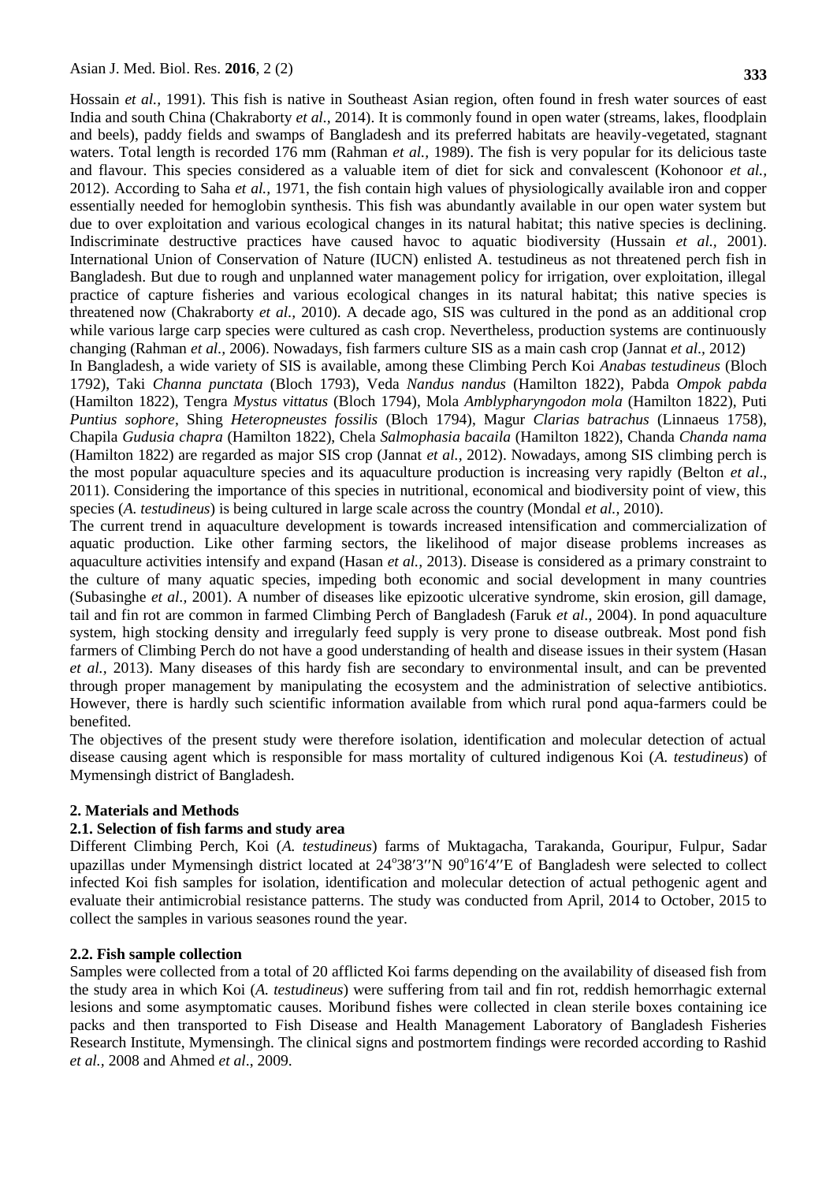Hossain *et al.,* 1991). This fish is native in Southeast Asian region, often found in fresh water sources of east India and south China (Chakraborty *et al.,* 2014). It is commonly found in open water (streams, lakes, floodplain and beels), paddy fields and swamps of Bangladesh and its preferred habitats are heavily-vegetated, stagnant waters. Total length is recorded 176 mm (Rahman *et al.,* 1989). The fish is very popular for its delicious taste and flavour. This species considered as a valuable item of diet for sick and convalescent (Kohonoor *et al.,* 2012). According to Saha *et al.,* 1971, the fish contain high values of physiologically available iron and copper essentially needed for hemoglobin synthesis. This fish was abundantly available in our open water system but due to over exploitation and various ecological changes in its natural habitat; this native species is declining. Indiscriminate destructive practices have caused havoc to aquatic biodiversity (Hussain *et al.,* 2001). International Union of Conservation of Nature (IUCN) enlisted A. testudineus as not threatened perch fish in Bangladesh. But due to rough and unplanned water management policy for irrigation, over exploitation, illegal practice of capture fisheries and various ecological changes in its natural habitat; this native species is threatened now (Chakraborty *et al.,* 2010). A decade ago, SIS was cultured in the pond as an additional crop while various large carp species were cultured as cash crop. Nevertheless, production systems are continuously changing (Rahman *et al.,* 2006). Nowadays, fish farmers culture SIS as a main cash crop (Jannat *et al.,* 2012)

In Bangladesh, a wide variety of SIS is available, among these Climbing Perch Koi *Anabas testudineus* (Bloch 1792), Taki *Channa punctata* (Bloch 1793), Veda *Nandus nandus* (Hamilton 1822), Pabda *Ompok pabda* (Hamilton 1822), Tengra *Mystus vittatus* (Bloch 1794), Mola *Amblypharyngodon mola* (Hamilton 1822), Puti *Puntius sophore*, Shing *Heteropneustes fossilis* (Bloch 1794), Magur *Clarias batrachus* (Linnaeus 1758), Chapila *Gudusia chapra* (Hamilton 1822), Chela *Salmophasia bacaila* (Hamilton 1822), Chanda *Chanda nama* (Hamilton 1822) are regarded as major SIS crop (Jannat *et al.,* 2012). Nowadays, among SIS climbing perch is the most popular aquaculture species and its aquaculture production is increasing very rapidly (Belton *et al*., 2011). Considering the importance of this species in nutritional, economical and biodiversity point of view, this species (*A. testudineus*) is being cultured in large scale across the country (Mondal *et al.,* 2010).

The current trend in aquaculture development is towards increased intensification and commercialization of aquatic production. Like other farming sectors, the likelihood of major disease problems increases as aquaculture activities intensify and expand (Hasan *et al.,* 2013). Disease is considered as a primary constraint to the culture of many aquatic species, impeding both economic and social development in many countries (Subasinghe *et al.,* 2001). A number of diseases like epizootic ulcerative syndrome, skin erosion, gill damage, tail and fin rot are common in farmed Climbing Perch of Bangladesh (Faruk *et al.,* 2004). In pond aquaculture system, high stocking density and irregularly feed supply is very prone to disease outbreak. Most pond fish farmers of Climbing Perch do not have a good understanding of health and disease issues in their system (Hasan *et al.,* 2013). Many diseases of this hardy fish are secondary to environmental insult, and can be prevented through proper management by manipulating the ecosystem and the administration of selective antibiotics. However, there is hardly such scientific information available from which rural pond aqua-farmers could be benefited.

The objectives of the present study were therefore isolation, identification and molecular detection of actual disease causing agent which is responsible for mass mortality of cultured indigenous Koi (*A. testudineus*) of Mymensingh district of Bangladesh.

## 2. Materials and Methods

### 2.1. Selection of fish farms and study area

Different Climbing Perch, Koi (*A. testudineus*) farms of Muktagacha, Tarakanda, Gouripur, Fulpur, Sadar upazillas under Mymensingh district located at 24°38′3′′N 90°16′4′′E of Bangladesh were selected to collect infected Koi fish samples for isolation, identification and molecular detection of actual pethogenic agent and evaluate their antimicrobial resistance patterns. The study was conducted from April, 2014 to October, 2015 to collect the samples in various seasones round the year.

### 2.2. Fish sample collection

Samples were collected from a total of 20 afflicted Koi farms depending on the availability of diseased fish from the study area in which Koi (*A. testudineus*) were suffering from tail and fin rot, reddish hemorrhagic external lesions and some asymptomatic causes. Moribund fishes were collected in clean sterile boxes containing ice packs and then transported to Fish Disease and Health Management Laboratory of Bangladesh Fisheries Research Institute, Mymensingh. The clinical signs and postmortem findings were recorded according to Rashid *et al.,* 2008 and Ahmed *et al*., 2009.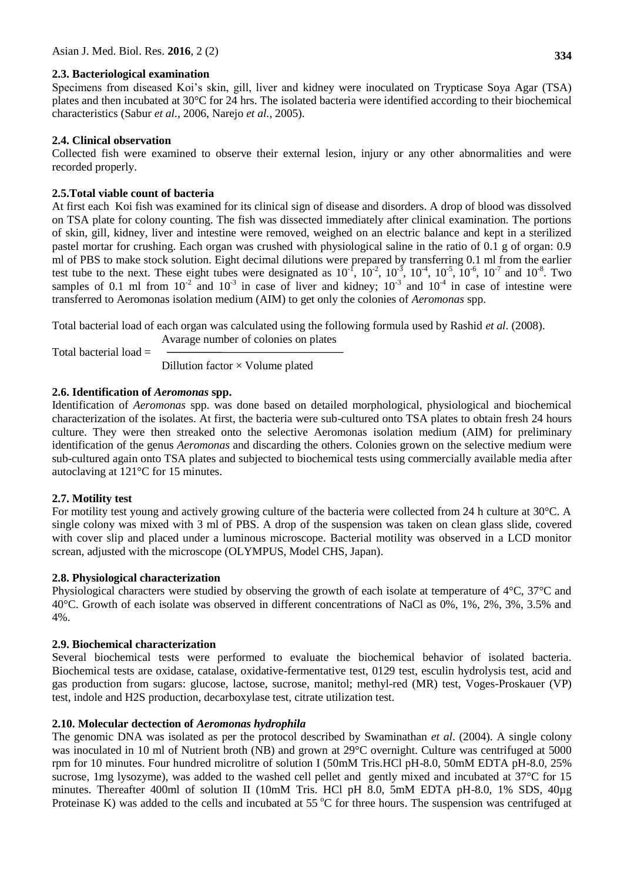### 2.3. Bacteriological examination

Specimens from diseased Koi's skin, gill, liver and kidney were inoculated on Trypticase Soya Agar (TSA) plates and then incubated at 30°C for 24 hrs. The isolated bacteria were identified according to their biochemical characteristics (Sabur *et al.,* 2006, Narejo *et al.*, 2005).

### 2.4. Clinical observation

Collected fish were examined to observe their external lesion, injury or any other abnormalities and were recorded properly.

### 2.5.Total viable count of bacteria

At first each Koi fish was examined for its clinical sign of disease and disorders. A drop of blood was dissolved on TSA plate for colony counting. The fish was dissected immediately after clinical examination. The portions of skin, gill, kidney, liver and intestine were removed, weighed on an electric balance and kept in a sterilized pastel mortar for crushing. Each organ was crushed with physiological saline in the ratio of 0.1 g of organ: 0.9 ml of PBS to make stock solution. Eight decimal dilutions were prepared by transferring 0.1 ml from the earlier test tube to the next. These eight tubes were designated as $10^{-1}$, $10^{-2}$, $10^{-3}$, $10^{-4}$, $10^{-5}$, $10^{-6}$, $10^{-7}$ and $10^{-8}$. Two samples of 0.1 ml from $10^{-2}$ and $10^{-3}$ in case of liver and kidney; $10^{-3}$ and $10^{-4}$ in case of intestine were transferred to Aeromonas isolation medium (AIM) to get only the colonies of *Aeromonas* spp.

Total bacterial load of each organ was calculated using the following formula used by Rashid *et al*. (2008).

$$\text{Total bacterial load} = \frac{\text{Avarage number of colonies on plates}}{\text{Dillution factor} \times \text{Volume plated}}$$

### 2.6. Identification of *Aeromonas* spp.

Identification of *Aeromonas* spp. was done based on detailed morphological, physiological and biochemical characterization of the isolates. At first, the bacteria were sub-cultured onto TSA plates to obtain fresh 24 hours culture. They were then streaked onto the selective Aeromonas isolation medium (AIM) for preliminary identification of the genus *Aeromonas* and discarding the others. Colonies grown on the selective medium were sub-cultured again onto TSA plates and subjected to biochemical tests using commercially available media after autoclaving at 121°C for 15 minutes.

### 2.7. Motility test

For motility test young and actively growing culture of the bacteria were collected from 24 h culture at 30°C. A single colony was mixed with 3 ml of PBS. A drop of the suspension was taken on clean glass slide, covered with cover slip and placed under a luminous microscope. Bacterial motility was observed in a LCD monitor screan, adjusted with the microscope (OLYMPUS, Model CHS, Japan).

### 2.8. Physiological characterization

Physiological characters were studied by observing the growth of each isolate at temperature of 4°C, 37°C and 40°C. Growth of each isolate was observed in different concentrations of NaCl as 0%, 1%, 2%, 3%, 3.5% and 4%.

### 2.9. Biochemical characterization

Several biochemical tests were performed to evaluate the biochemical behavior of isolated bacteria. Biochemical tests are oxidase, catalase, oxidative-fermentative test, 0129 test, esculin hydrolysis test, acid and gas production from sugars: glucose, lactose, sucrose, manitol; methyl-red (MR) test, Voges-Proskauer (VP) test, indole and H2S production, decarboxylase test, citrate utilization test.

### 2.10. Molecular dectection of *Aeromonas hydrophila*

The genomic DNA was isolated as per the protocol described by Swaminathan *et al*. (2004). A single colony was inoculated in 10 ml of Nutrient broth (NB) and grown at 29°C overnight. Culture was centrifuged at 5000 rpm for 10 minutes. Four hundred microlitre of solution I (50mM Tris.HCl pH-8.0, 50mM EDTA pH-8.0, 25% sucrose, 1mg lysozyme), was added to the washed cell pellet and gently mixed and incubated at 37°C for 15 minutes. Thereafter 400ml of solution II (10mM Tris. HCl pH 8.0, 5mM EDTA pH-8.0, 1% SDS, 40µg Proteinase K) was added to the cells and incubated at 55 °C for three hours. The suspension was centrifuged at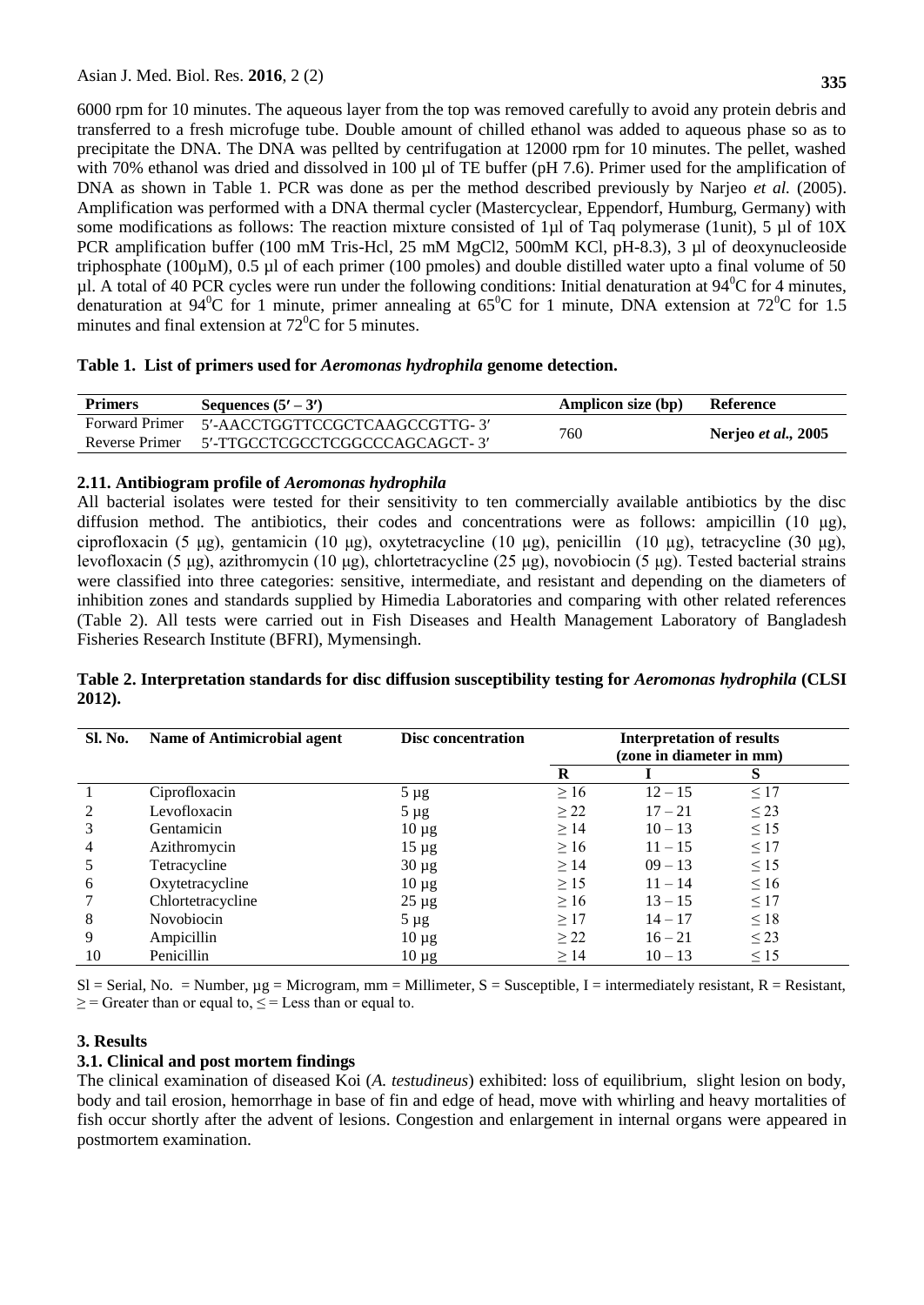6000 rpm for 10 minutes. The aqueous layer from the top was removed carefully to avoid any protein debris and transferred to a fresh microfuge tube. Double amount of chilled ethanol was added to aqueous phase so as to precipitate the DNA. The DNA was pellted by centrifugation at 12000 rpm for 10 minutes. The pellet, washed with 70% ethanol was dried and dissolved in 100 µl of TE buffer (pH 7.6). Primer used for the amplification of DNA as shown in Table 1. PCR was done as per the method described previously by Narjeo *et al.* (2005). Amplification was performed with a DNA thermal cycler (Mastercyclear, Eppendorf, Humburg, Germany) with some modifications as follows: The reaction mixture consisted of 1µl of Taq polymerase (1unit), 5 µl of 10X PCR amplification buffer (100 mM Tris-Hcl, 25 mM MgCl2, 500mM KCl, pH-8.3), 3 µl of deoxynucleoside triphosphate (100µM), 0.5 µl of each primer (100 pmoles) and double distilled water upto a final volume of 50 µl. A total of 40 PCR cycles were run under the following conditions: Initial denaturation at $94^0$C for 4 minutes, denaturation at $94^0$C for 1 minute, primer annealing at $65^0$C for 1 minute, DNA extension at $72^0$C for 1.5 minutes and final extension at $72^0$C for 5 minutes.

**Table 1. List of primers used for *Aeromonas hydrophila* genome detection.**

| Primers | Sequences (5′ – 3′) | Amplicon size (bp) | Reference |
|---|---|---|---|
| Forward Primer | 5′-AACCTGGTTCCGCTCAAGCCGTTG- 3′ | 760 | **Nerjeo *et al.*, 2005** |
| Reverse Primer | 5′-TTGCCTCGCCTCGGCCCAGCAGCT- 3′ | | |

### 2.11. Antibiogram profile of *Aeromonas hydrophila*

All bacterial isolates were tested for their sensitivity to ten commercially available antibiotics by the disc diffusion method. The antibiotics, their codes and concentrations were as follows: ampicillin (10 μg), ciprofloxacin (5 μg), gentamicin (10 μg), oxytetracycline (10 μg), penicillin (10 μg), tetracycline (30 μg), levofloxacin (5 μg), azithromycin (10 μg), chlortetracycline (25 μg), novobiocin (5 μg). Tested bacterial strains were classified into three categories: sensitive, intermediate, and resistant and depending on the diameters of inhibition zones and standards supplied by Himedia Laboratories and comparing with other related references (Table 2). All tests were carried out in Fish Diseases and Health Management Laboratory of Bangladesh Fisheries Research Institute (BFRI), Mymensingh.

**Table 2. Interpretation standards for disc diffusion susceptibility testing for *Aeromonas hydrophila* (CLSI 2012).**

| Sl. No. | Name of Antimicrobial agent | Disc concentration | Interpretation of results (zone in diameter in mm) | | |
|---|---|---|---|---|---|
| | | | R | I | S |
| 1 | Ciprofloxacin | 5 µg | ≥ 16 | 12 – 15 | ≤ 17 |
| 2 | Levofloxacin | 5 µg | ≥ 22 | 17 – 21 | ≤ 23 |
| 3 | Gentamicin | 10 µg | ≥ 14 | 10 – 13 | ≤ 15 |
| 4 | Azithromycin | 15 µg | ≥ 16 | 11 – 15 | ≤ 17 |
| 5 | Tetracycline | 30 µg | ≥ 14 | 09 – 13 | ≤ 15 |
| 6 | Oxytetracycline | 10 µg | ≥ 15 | 11 – 14 | ≤ 16 |
| 7 | Chlortetracycline | 25 µg | ≥ 16 | 13 – 15 | ≤ 17 |
| 8 | Novobiocin | 5 µg | ≥ 17 | 14 – 17 | ≤ 18 |
| 9 | Ampicillin | 10 µg | ≥ 22 | 16 – 21 | ≤ 23 |
| 10 | Penicillin | 10 µg | ≥ 14 | 10 – 13 | ≤ 15 |

Sl = Serial, No. = Number, µg = Microgram, mm = Millimeter, S = Susceptible, I = intermediately resistant, R = Resistant, ≥ = Greater than or equal to, ≤ = Less than or equal to.

## 3. Results

### 3.1. Clinical and post mortem findings

The clinical examination of diseased Koi (*A. testudineus*) exhibited: loss of equilibrium, slight lesion on body, body and tail erosion, hemorrhage in base of fin and edge of head, move with whirling and heavy mortalities of fish occur shortly after the advent of lesions. Congestion and enlargement in internal organs were appeared in postmortem examination.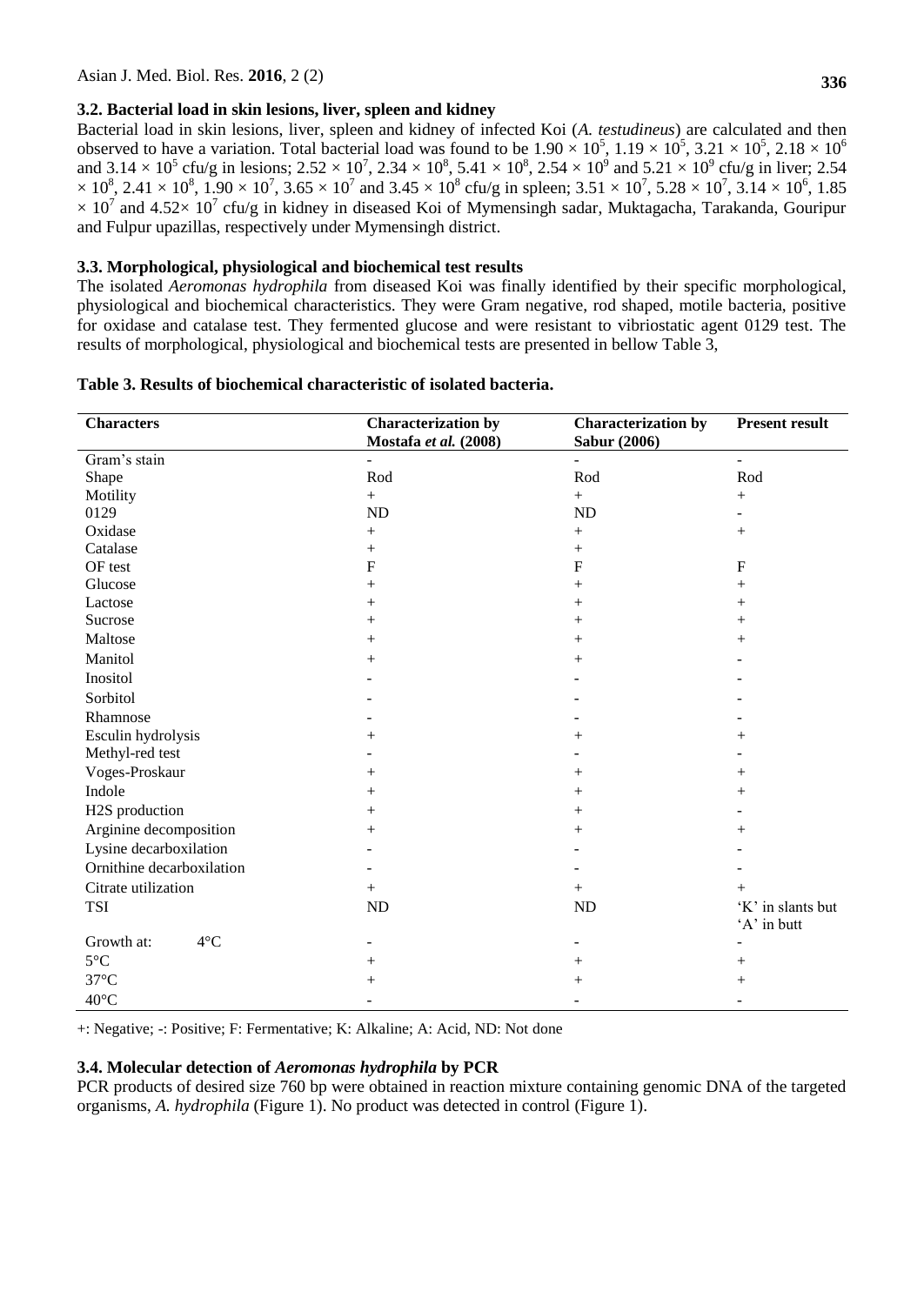### 3.2. Bacterial load in skin lesions, liver, spleen and kidney

Bacterial load in skin lesions, liver, spleen and kidney of infected Koi (*A. testudineus*) are calculated and then observed to have a variation. Total bacterial load was found to be $1.90 \times 10^5$, $1.19 \times 10^5$, $3.21 \times 10^5$, $2.18 \times 10^6$ and $3.14 \times 10^5$ cfu/g in lesions; $2.52 \times 10^7$, $2.34 \times 10^8$, $5.41 \times 10^8$, $2.54 \times 10^9$ and $5.21 \times 10^9$ cfu/g in liver; $2.54 \times 10^8$, $2.41 \times 10^8$, $1.90 \times 10^7$, $3.65 \times 10^7$ and $3.45 \times 10^8$ cfu/g in spleen; $3.51 \times 10^7$, $5.28 \times 10^7$, $3.14 \times 10^6$, $1.85 \times 10^7$ and $4.52 \times 10^7$ cfu/g in kidney in diseased Koi of Mymensingh sadar, Muktagacha, Tarakanda, Gouripur and Fulpur upazillas, respectively under Mymensingh district.

### 3.3. Morphological, physiological and biochemical test results

The isolated *Aeromonas hydrophila* from diseased Koi was finally identified by their specific morphological, physiological and biochemical characteristics. They were Gram negative, rod shaped, motile bacteria, positive for oxidase and catalase test. They fermented glucose and were resistant to vibriostatic agent 0129 test. The results of morphological, physiological and biochemical tests are presented in bellow Table 3,

**Table 3. Results of biochemical characteristic of isolated bacteria.**

| Characters | Characterization by Mostafa *et al.* (2008) | Characterization by Sabur (2006) | Present result |
|---|---|---|---|
| Gram's stain | - | - | - |
| Shape | Rod | Rod | Rod |
| Motility | + | + | + |
| 0129 | ND | ND | - |
| Oxidase | + | + | + |
| Catalase | + | + | |
| OF test | F | F | F |
| Glucose | + | + | + |
| Lactose | + | + | + |
| Sucrose | + | + | + |
| Maltose | + | + | + |
| Manitol | + | + | - |
| Inositol | - | - | - |
| Sorbitol | - | - | - |
| Rhamnose | - | - | - |
| Esculin hydrolysis | + | + | + |
| Methyl-red test | - | - | - |
| Voges-Proskaur | + | + | + |
| Indole | + | + | + |
| H2S production | + | + | - |
| Arginine decomposition | + | + | + |
| Lysine decarboxilation | - | - | - |
| Ornithine decarboxilation | - | - | - |
| Citrate utilization | + | + | + |
| TSI | ND | ND | 'K' in slants but 'A' in butt |
| Growth at: 4°C | - | - | - |
| 5°C | + | + | + |
| 37°C | + | + | + |
| 40°C | - | - | - |

+: Negative; -: Positive; F: Fermentative; K: Alkaline; A: Acid, ND: Not done

### 3.4. Molecular detection of *Aeromonas hydrophila* by PCR

PCR products of desired size 760 bp were obtained in reaction mixture containing genomic DNA of the targeted organisms, *A. hydrophila* (Figure 1). No product was detected in control (Figure 1).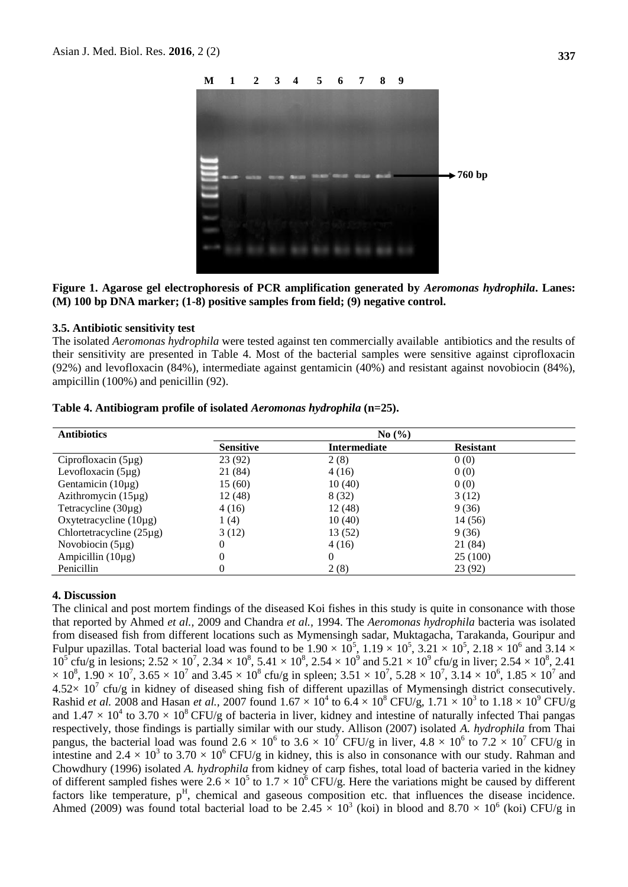**Figure 1. Agarose gel electrophoresis of PCR amplification generated by *Aeromonas hydrophila*. Lanes: (M) 100 bp DNA marker; (1-8) positive samples from field; (9) negative control.**

### 3.5. Antibiotic sensitivity test

The isolated *Aeromonas hydrophila* were tested against ten commercially available antibiotics and the results of their sensitivity are presented in Table 4. Most of the bacterial samples were sensitive against ciprofloxacin (92%) and levofloxacin (84%), intermediate against gentamicin (40%) and resistant against novobiocin (84%), ampicillin (100%) and penicillin (92).

**Table 4. Antibiogram profile of isolated *Aeromonas hydrophila* (n=25).**

| Antibiotics | No (%) | | |
|---|---|---|---|
| | **Sensitive** | **Intermediate** | **Resistant** |
| Ciprofloxacin (5μg) | 23 (92) | 2 (8) | 0 (0) |
| Levofloxacin (5μg) | 21 (84) | 4 (16) | 0 (0) |
| Gentamicin (10μg) | 15 (60) | 10 (40) | 0 (0) |
| Azithromycin (15μg) | 12 (48) | 8 (32) | 3 (12) |
| Tetracycline (30μg) | 4 (16) | 12 (48) | 9 (36) |
| Oxytetracycline (10μg) | 1 (4) | 10 (40) | 14 (56) |
| Chlortetracycline (25μg) | 3 (12) | 13 (52) | 9 (36) |
| Novobiocin (5μg) | 0 | 4 (16) | 21 (84) |
| Ampicillin (10μg) | 0 | 0 | 25 (100) |
| Penicillin | 0 | 2 (8) | 23 (92) |

## 4. Discussion

The clinical and post mortem findings of the diseased Koi fishes in this study is quite in consonance with those that reported by Ahmed *et al.,* 2009 and Chandra *et al.,* 1994. The *Aeromonas hydrophila* bacteria was isolated from diseased fish from different locations such as Mymensingh sadar, Muktagacha, Tarakanda, Gouripur and Fulpur upazillas. Total bacterial load was found to be $1.90 \times 10^5$, $1.19 \times 10^5$, $3.21 \times 10^5$, $2.18 \times 10^6$ and $3.14 \times 10^5$ cfu/g in lesions; $2.52 \times 10^7$, $2.34 \times 10^8$, $5.41 \times 10^8$, $2.54 \times 10^9$ and $5.21 \times 10^9$ cfu/g in liver; $2.54 \times 10^8$, $2.41 \times 10^8$, $1.90 \times 10^7$, $3.65 \times 10^7$ and $3.45 \times 10^8$ cfu/g in spleen; $3.51 \times 10^7$, $5.28 \times 10^7$, $3.14 \times 10^6$, $1.85 \times 10^7$ and $4.52 \times 10^7$ cfu/g in kidney of diseased shing fish of different upazillas of Mymensingh district consecutively. Rashid *et al.* 2008 and Hasan *et al.,* 2007 found $1.67 \times 10^4$ to $6.4 \times 10^8$ CFU/g, $1.71 \times 10^3$ to $1.18 \times 10^9$ CFU/g and $1.47 \times 10^4$ to $3.70 \times 10^8$ CFU/g of bacteria in liver, kidney and intestine of naturally infected Thai pangas respectively, those findings is partially similar with our study. Allison (2007) isolated *A. hydrophila* from Thai pangus, the bacterial load was found $2.6 \times 10^6$ to $3.6 \times 10^7$ CFU/g in liver, $4.8 \times 10^6$ to $7.2 \times 10^7$ CFU/g in intestine and $2.4 \times 10^3$ to $3.70 \times 10^6$ CFU/g in kidney, this is also in consonance with our study. Rahman and Chowdhury (1996) isolated *A. hydrophila* from kidney of carp fishes, total load of bacteria varied in the kidney of different sampled fishes were $2.6 \times 10^5$ to $1.7 \times 10^6$ CFU/g. Here the variations might be caused by different factors like temperature, $p^H$, chemical and gaseous composition etc. that influences the disease incidence. Ahmed (2009) was found total bacterial load to be $2.45 \times 10^3$ (koi) in blood and $8.70 \times 10^6$ (koi) CFU/g in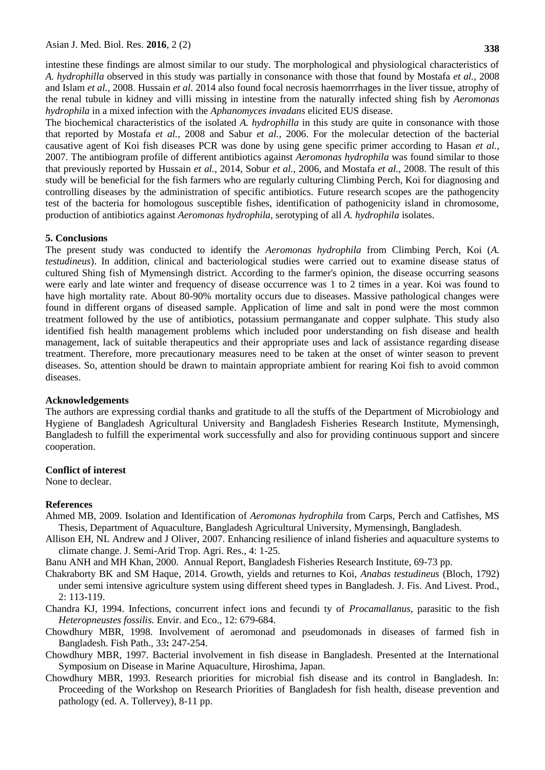intestine these findings are almost similar to our study. The morphological and physiological characteristics of *A. hydrophilla* observed in this study was partially in consonance with those that found by Mostafa *et al.,* 2008 and Islam *et al.,* 2008. Hussain *et al.* 2014 also found focal necrosis haemorrrhages in the liver tissue, atrophy of the renal tubule in kidney and villi missing in intestine from the naturally infected shing fish by *Aeromonas hydrophila* in a mixed infection with the *Aphanomyces invadans* elicited EUS disease.

The biochemical characteristics of the isolated *A. hydrophilla* in this study are quite in consonance with those that reported by Mostafa *et al.,* 2008 and Sabur *et al.,* 2006. For the molecular detection of the bacterial causative agent of Koi fish diseases PCR was done by using gene specific primer according to Hasan *et al.,* 2007. The antibiogram profile of different antibiotics against *Aeromonas hydrophila* was found similar to those that previously reported by Hussain *et al.,* 2014, Sobur *et al.,* 2006, and Mostafa *et al.,* 2008. The result of this study will be beneficial for the fish farmers who are regularly culturing Climbing Perch, Koi for diagnosing and controlling diseases by the administration of specific antibiotics. Future research scopes are the pathogencity test of the bacteria for homologous susceptible fishes, identification of pathogenicity island in chromosome, production of antibiotics against *Aeromonas hydrophila*, serotyping of all *A. hydrophila* isolates.

## 5. Conclusions

The present study was conducted to identify the *Aeromonas hydrophila* from Climbing Perch, Koi (*A. testudineus*). In addition, clinical and bacteriological studies were carried out to examine disease status of cultured Shing fish of Mymensingh district. According to the farmer's opinion, the disease occurring seasons were early and late winter and frequency of disease occurrence was 1 to 2 times in a year. Koi was found to have high mortality rate. About 80-90% mortality occurs due to diseases. Massive pathological changes were found in different organs of diseased sample. Application of lime and salt in pond were the most common treatment followed by the use of antibiotics, potassium permanganate and copper sulphate. This study also identified fish health management problems which included poor understanding on fish disease and health management, lack of suitable therapeutics and their appropriate uses and lack of assistance regarding disease treatment. Therefore, more precautionary measures need to be taken at the onset of winter season to prevent diseases. So, attention should be drawn to maintain appropriate ambient for rearing Koi fish to avoid common diseases.

## Acknowledgements

The authors are expressing cordial thanks and gratitude to all the stuffs of the Department of Microbiology and Hygiene of Bangladesh Agricultural University and Bangladesh Fisheries Research Institute, Mymensingh, Bangladesh to fulfill the experimental work successfully and also for providing continuous support and sincere cooperation.

## Conflict of interest

None to declear.

## References

Ahmed MB, 2009. Isolation and Identification of *Aeromonas hydrophila* from Carps, Perch and Catfishes, MS Thesis, Department of Aquaculture, Bangladesh Agricultural University, Mymensingh, Bangladesh.

Allison EH, NL Andrew and J Oliver, 2007. Enhancing resilience of inland fisheries and aquaculture systems to climate change. J. Semi-Arid Trop. Agri. Res., 4: 1-25.

Banu ANH and MH Khan, 2000. Annual Report, Bangladesh Fisheries Research Institute, 69-73 pp.

Chakraborty BK and SM Haque, 2014. Growth, yields and returnes to Koi, *Anabas testudineus* (Bloch, 1792) under semi intensive agriculture system using different sheed types in Bangladesh. J. Fis. And Livest. Prod., 2: 113-119.

Chandra KJ, 1994. Infections, concurrent infect ions and fecundi ty of *Procamallanus*, parasitic to the fish *Heteropneustes fossilis.* Envir. and Eco., 12: 679-684.

Chowdhury MBR, 1998. Involvement of aeromonad and pseudomonads in diseases of farmed fish in Bangladesh. Fish Path., 33**:** 247-254.

Chowdhury MBR, 1997. Bacterial involvement in fish disease in Bangladesh. Presented at the International Symposium on Disease in Marine Aquaculture, Hiroshima, Japan.

Chowdhury MBR, 1993. Research priorities for microbial fish disease and its control in Bangladesh. In: Proceeding of the Workshop on Research Priorities of Bangladesh for fish health, disease prevention and pathology (ed. A. Tollervey), 8-11 pp.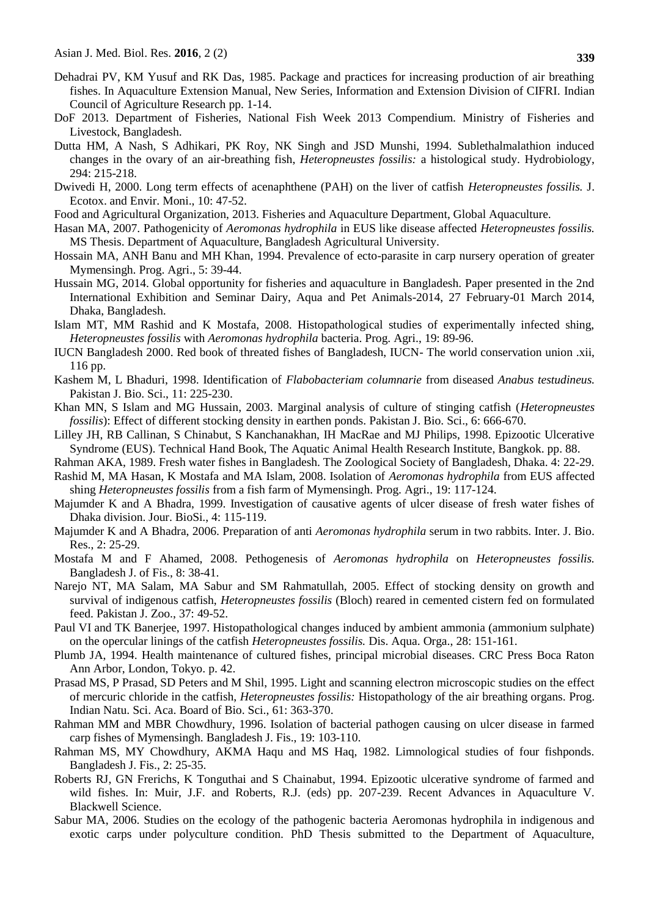Dehadrai PV, KM Yusuf and RK Das, 1985. Package and practices for increasing production of air breathing fishes. In Aquaculture Extension Manual, New Series, Information and Extension Division of CIFRI. Indian Council of Agriculture Research pp. 1-14.

DoF 2013. Department of Fisheries, National Fish Week 2013 Compendium. Ministry of Fisheries and Livestock, Bangladesh.

Dutta HM, A Nash, S Adhikari, PK Roy, NK Singh and JSD Munshi, 1994. Sublethalmalathion induced changes in the ovary of an air-breathing fish, *Heteropneustes fossilis:* a histological study. Hydrobiology, 294: 215-218.

Dwivedi H, 2000. Long term effects of acenaphthene (PAH) on the liver of catfish *Heteropneustes fossilis.* J. Ecotox. and Envir. Moni., 10: 47-52.

Food and Agricultural Organization, 2013. Fisheries and Aquaculture Department, Global Aquaculture.

Hasan MA, 2007. Pathogenicity of *Aeromonas hydrophila* in EUS like disease affected *Heteropneustes fossilis.* MS Thesis. Department of Aquaculture, Bangladesh Agricultural University.

Hossain MA, ANH Banu and MH Khan, 1994. Prevalence of ecto-parasite in carp nursery operation of greater Mymensingh. Prog. Agri., 5: 39-44.

Hussain MG, 2014. Global opportunity for fisheries and aquaculture in Bangladesh. Paper presented in the 2nd International Exhibition and Seminar Dairy, Aqua and Pet Animals-2014, 27 February-01 March 2014, Dhaka, Bangladesh.

Islam MT, MM Rashid and K Mostafa, 2008. Histopathological studies of experimentally infected shing, *Heteropneustes fossilis* with *Aeromonas hydrophila* bacteria. Prog. Agri., 19: 89-96.

IUCN Bangladesh 2000. Red book of threated fishes of Bangladesh, IUCN- The world conservation union .xii, 116 pp.

Kashem M, L Bhaduri, 1998. Identification of *Flabobacteriam columnarie* from diseased *Anabus testudineus.* Pakistan J. Bio. Sci., 11: 225-230.

Khan MN, S Islam and MG Hussain, 2003. Marginal analysis of culture of stinging catfish (*Heteropneustes fossilis*): Effect of different stocking density in earthen ponds. Pakistan J. Bio. Sci., 6: 666-670.

Lilley JH, RB Callinan, S Chinabut, S Kanchanakhan, IH MacRae and MJ Philips, 1998. Epizootic Ulcerative Syndrome (EUS). Technical Hand Book, The Aquatic Animal Health Research Institute, Bangkok. pp. 88.

Rahman AKA, 1989. Fresh water fishes in Bangladesh. The Zoological Society of Bangladesh, Dhaka. 4: 22-29.

Rashid M, MA Hasan, K Mostafa and MA Islam, 2008. Isolation of *Aeromonas hydrophila* from EUS affected shing *Heteropneustes fossilis* from a fish farm of Mymensingh. Prog. Agri., 19: 117-124.

Majumder K and A Bhadra, 1999. Investigation of causative agents of ulcer disease of fresh water fishes of Dhaka division. Jour. BioSi., 4: 115-119.

Majumder K and A Bhadra, 2006. Preparation of anti *Aeromonas hydrophila* serum in two rabbits. Inter. J. Bio. Res., 2: 25-29.

Mostafa M and F Ahamed, 2008. Pethogenesis of *Aeromonas hydrophila* on *Heteropneustes fossilis.* Bangladesh J. of Fis., 8: 38-41.

Narejo NT, MA Salam, MA Sabur and SM Rahmatullah, 2005. Effect of stocking density on growth and survival of indigenous catfish, *Heteropneustes fossilis* (Bloch) reared in cemented cistern fed on formulated feed. Pakistan J. Zoo., 37: 49-52.

Paul VI and TK Banerjee, 1997. Histopathological changes induced by ambient ammonia (ammonium sulphate) on the opercular linings of the catfish *Heteropneustes fossilis.* Dis. Aqua. Orga., 28: 151-161.

Plumb JA, 1994. Health maintenance of cultured fishes, principal microbial diseases. CRC Press Boca Raton Ann Arbor, London, Tokyo. p. 42.

Prasad MS, P Prasad, SD Peters and M Shil, 1995. Light and scanning electron microscopic studies on the effect of mercuric chloride in the catfish, *Heteropneustes fossilis:* Histopathology of the air breathing organs. Prog. Indian Natu. Sci. Aca. Board of Bio. Sci., 61: 363-370.

Rahman MM and MBR Chowdhury, 1996. Isolation of bacterial pathogen causing on ulcer disease in farmed carp fishes of Mymensingh. Bangladesh J. Fis., 19: 103-110.

Rahman MS, MY Chowdhury, AKMA Haqu and MS Haq, 1982. Limnological studies of four fishponds. Bangladesh J. Fis., 2: 25-35.

Roberts RJ, GN Frerichs, K Tonguthai and S Chainabut, 1994. Epizootic ulcerative syndrome of farmed and wild fishes. In: Muir, J.F. and Roberts, R.J. (eds) pp. 207-239. Recent Advances in Aquaculture V. Blackwell Science.

Sabur MA, 2006. Studies on the ecology of the pathogenic bacteria Aeromonas hydrophila in indigenous and exotic carps under polyculture condition. PhD Thesis submitted to the Department of Aquaculture,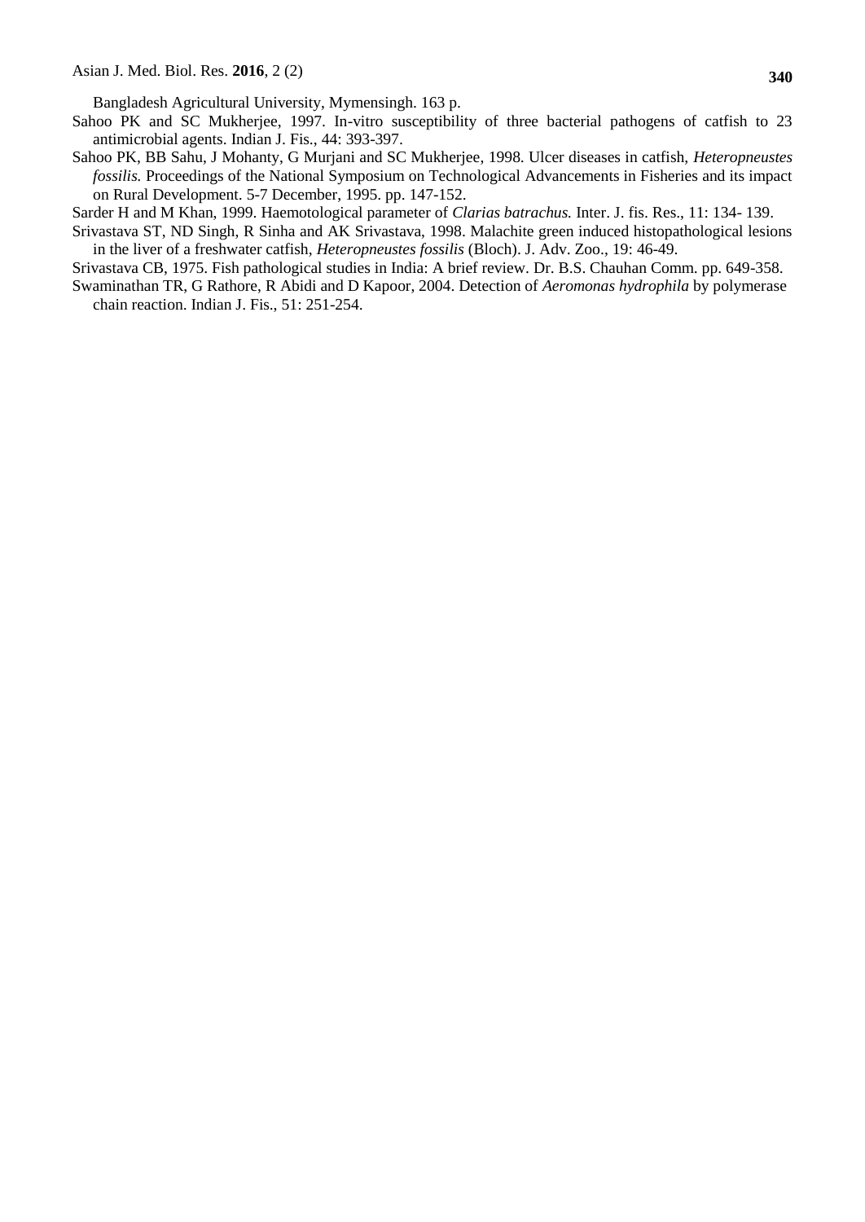Bangladesh Agricultural University, Mymensingh. 163 p.

Sahoo PK and SC Mukherjee, 1997. In-vitro susceptibility of three bacterial pathogens of catfish to 23 antimicrobial agents. Indian J. Fis., 44: 393-397.

Sahoo PK, BB Sahu, J Mohanty, G Murjani and SC Mukherjee, 1998. Ulcer diseases in catfish, *Heteropneustes fossilis.* Proceedings of the National Symposium on Technological Advancements in Fisheries and its impact on Rural Development. 5-7 December, 1995. pp. 147-152.

Sarder H and M Khan, 1999. Haemotological parameter of *Clarias batrachus.* Inter. J. fis. Res., 11: 134- 139.

Srivastava ST, ND Singh, R Sinha and AK Srivastava, 1998. Malachite green induced histopathological lesions in the liver of a freshwater catfish, *Heteropneustes fossilis* (Bloch). J. Adv. Zoo., 19: 46-49.

Srivastava CB, 1975. Fish pathological studies in India: A brief review. Dr. B.S. Chauhan Comm. pp. 649-358.

Swaminathan TR, G Rathore, R Abidi and D Kapoor, 2004. Detection of *Aeromonas hydrophila* by polymerase chain reaction. Indian J. Fis., 51: 251-254.